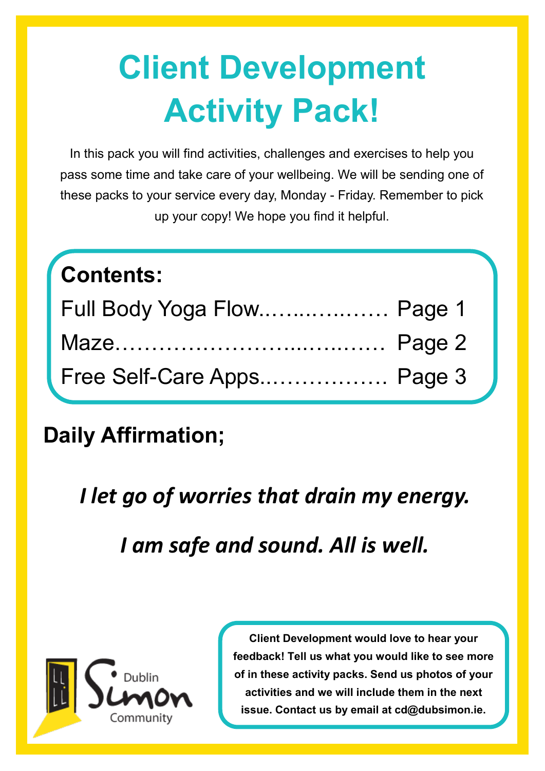# Client Development Activity Pack!

In this pack you will find activities, challenges and exercises to help you pass some time and take care of your wellbeing. We will be sending one of these packs to your service every day, Monday - Friday. Remember to pick up your copy! We hope you find it helpful.

**Contents:**

Full Body Yoga Flow...................... Page 1

Maze.......................................... Page 2

Free Self-Care Apps.................... Page 3

## Daily Affirmation;

***I let go of worries that drain my energy.***

***I am safe and sound. All is well.***

Dublin Simon Community

**Client Development would love to hear your feedback! Tell us what you would like to see more of in these activity packs. Send us photos of your activities and we will include them in the next issue. Contact us by email at cd@dubsimon.ie.**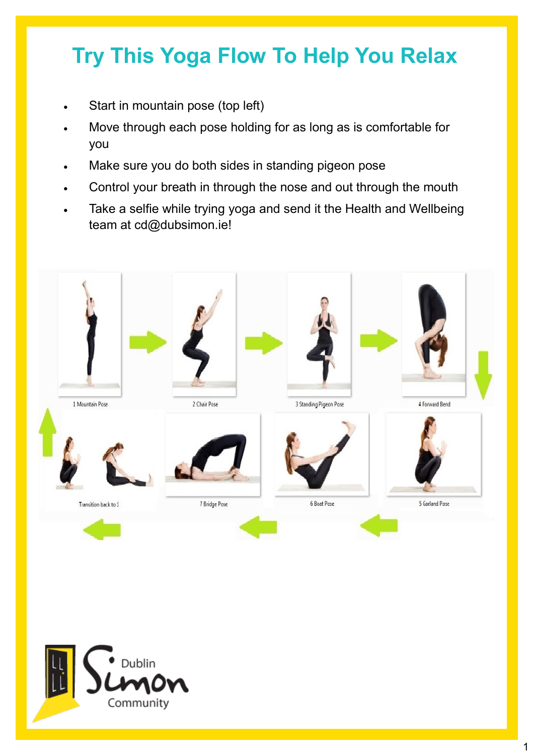# Try This Yoga Flow To Help You Relax

- Start in mountain pose (top left)
- Move through each pose holding for as long as is comfortable for you
- Make sure you do both sides in standing pigeon pose
- Control your breath in through the nose and out through the mouth
- Take a selfie while trying yoga and send it the Health and Wellbeing team at cd@dubsimon.ie!

1 Mountain Pose

2 Chair Pose

3 Standing Pigeon Pose

4 Forward Bend

5 Garland Pose

6 Boat Pose

7 Bridge Pose

Transition back to 1

Dublin Simon Community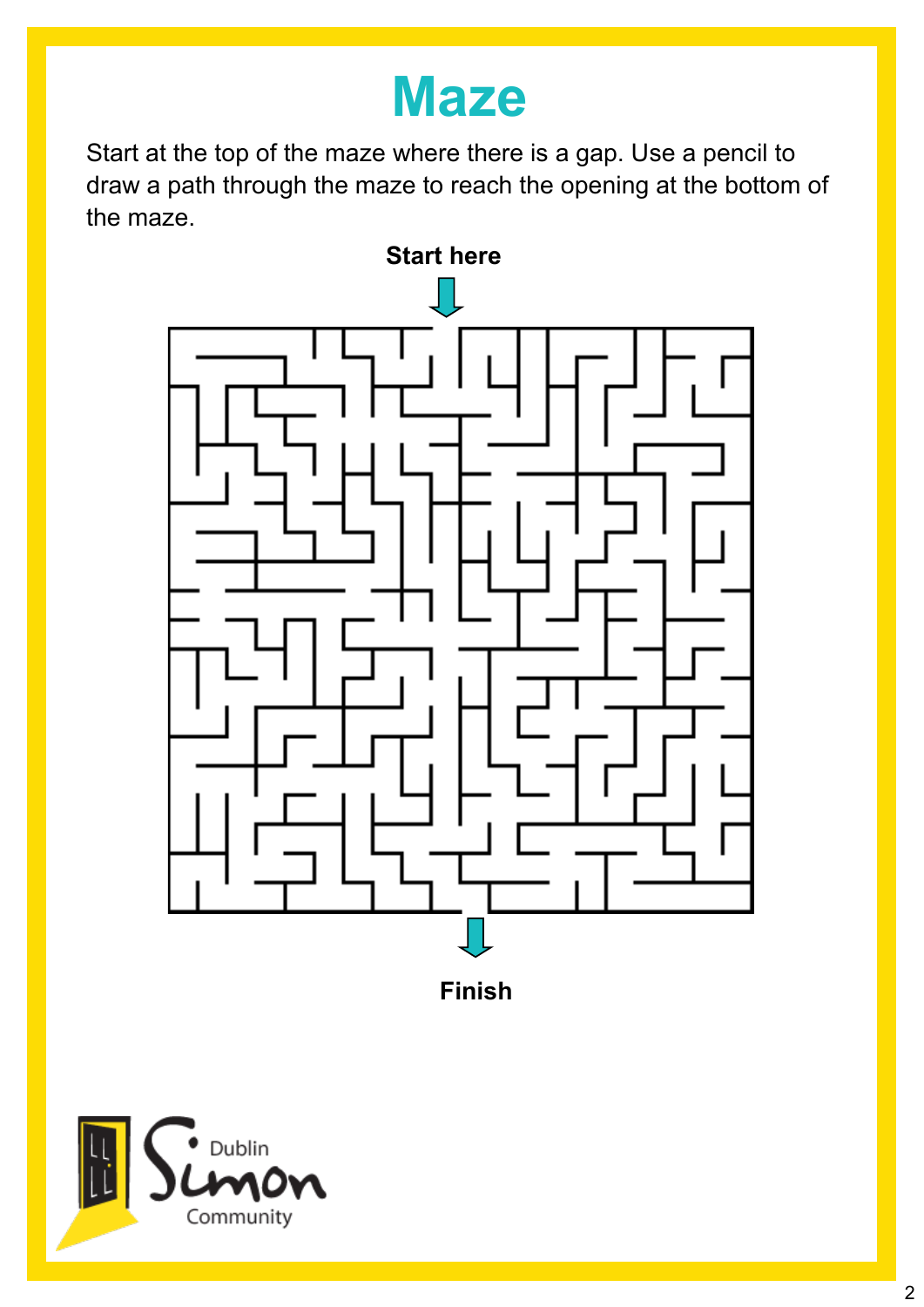# Maze

Start at the top of the maze where there is a gap. Use a pencil to draw a path through the maze to reach the opening at the bottom of the maze.

**Start here**

**Finish**

Dublin Simon Community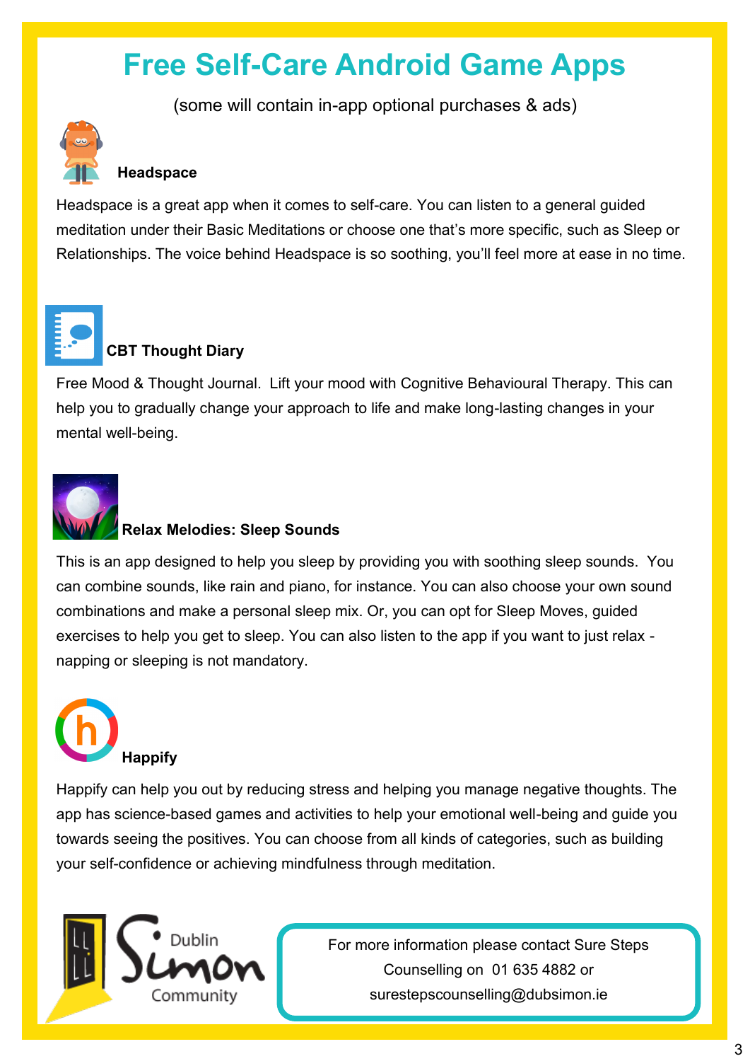# Free Self-Care Android Game Apps

(some will contain in-app optional purchases & ads)

### Headspace

Headspace is a great app when it comes to self-care. You can listen to a general guided meditation under their Basic Meditations or choose one that's more specific, such as Sleep or Relationships. The voice behind Headspace is so soothing, you'll feel more at ease in no time.

### CBT Thought Diary

Free Mood & Thought Journal. Lift your mood with Cognitive Behavioural Therapy. This can help you to gradually change your approach to life and make long-lasting changes in your mental well-being.

### Relax Melodies: Sleep Sounds

This is an app designed to help you sleep by providing you with soothing sleep sounds. You can combine sounds, like rain and piano, for instance. You can also choose your own sound combinations and make a personal sleep mix. Or, you can opt for Sleep Moves, guided exercises to help you get to sleep. You can also listen to the app if you want to just relax - napping or sleeping is not mandatory.

### Happify

Happify can help you out by reducing stress and helping you manage negative thoughts. The app has science-based games and activities to help your emotional well-being and guide you towards seeing the positives. You can choose from all kinds of categories, such as building your self-confidence or achieving mindfulness through meditation.

Dublin Simon Community

For more information please contact Sure Steps Counselling on 01 635 4882 or surestepscounselling@dubsimon.ie